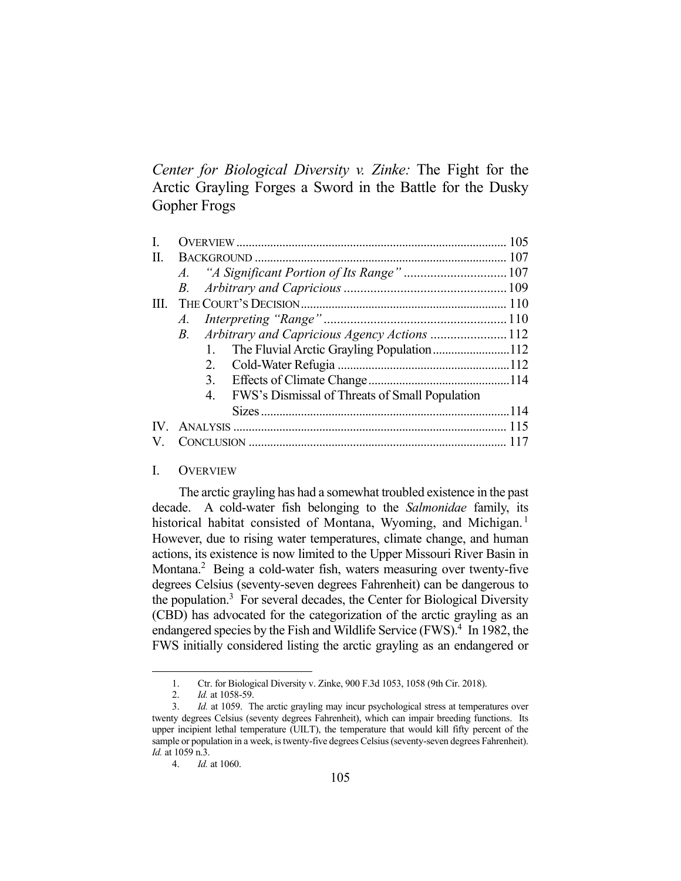# *Center for Biological Diversity v. Zinke:* The Fight for the Arctic Grayling Forges a Sword in the Battle for the Dusky Gopher Frogs

I. OVERVIEW ........................................................................................ 105
II. BACKGROUND .................................................................................. 107
    A. *"A Significant Portion of Its Range"* ............................... 107
    B. *Arbitrary and Capricious* ................................................. 109
III. THE COURT'S DECISION .................................................................. 110
    A. *Interpreting "Range"* ....................................................... 110
    B. *Arbitrary and Capricious Agency Actions* ....................... 112
        1. The Fluvial Arctic Grayling Population ......................... 112
        2. Cold-Water Refugia ........................................................ 112
        3. Effects of Climate Change .............................................. 114
        4. FWS's Dismissal of Threats of Small Population Sizes ................................................................................ 114
IV. ANALYSIS ........................................................................................ 115
V. CONCLUSION .................................................................................... 117

## I. OVERVIEW

The arctic grayling has had a somewhat troubled existence in the past decade. A cold-water fish belonging to the *Salmonidae* family, its historical habitat consisted of Montana, Wyoming, and Michigan.[1] However, due to rising water temperatures, climate change, and human actions, its existence is now limited to the Upper Missouri River Basin in Montana.[2] Being a cold-water fish, waters measuring over twenty-five degrees Celsius (seventy-seven degrees Fahrenheit) can be dangerous to the population.[3] For several decades, the Center for Biological Diversity (CBD) has advocated for the categorization of the arctic grayling as an endangered species by the Fish and Wildlife Service (FWS).[4] In 1982, the FWS initially considered listing the arctic grayling as an endangered or

---

1. Ctr. for Biological Diversity v. Zinke, 900 F.3d 1053, 1058 (9th Cir. 2018).
2. *Id.* at 1058-59.
3. *Id.* at 1059. The arctic grayling may incur psychological stress at temperatures over twenty degrees Celsius (seventy degrees Fahrenheit), which can impair breeding functions. Its upper incipient lethal temperature (UILT), the temperature that would kill fifty percent of the sample or population in a week, is twenty-five degrees Celsius (seventy-seven degrees Fahrenheit). *Id.* at 1059 n.3.
4. *Id.* at 1060.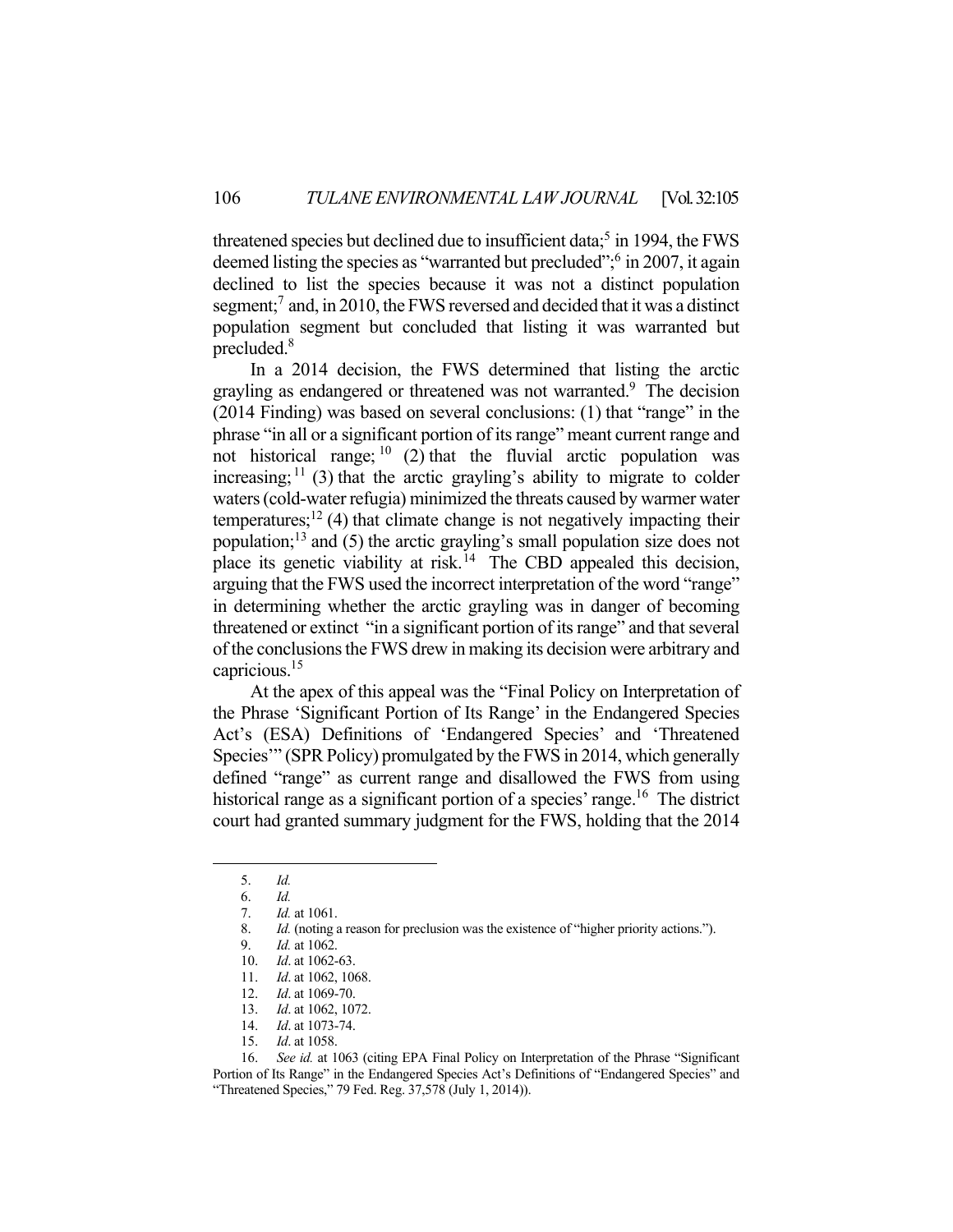threatened species but declined due to insufficient data;[5] in 1994, the FWS deemed listing the species as "warranted but precluded";[6] in 2007, it again declined to list the species because it was not a distinct population segment;[7] and, in 2010, the FWS reversed and decided that it was a distinct population segment but concluded that listing it was warranted but precluded.[8]

In a 2014 decision, the FWS determined that listing the arctic grayling as endangered or threatened was not warranted.[9] The decision (2014 Finding) was based on several conclusions: (1) that "range" in the phrase "in all or a significant portion of its range" meant current range and not historical range;[10] (2) that the fluvial arctic population was increasing;[11] (3) that the arctic grayling's ability to migrate to colder waters (cold-water refugia) minimized the threats caused by warmer water temperatures;[12] (4) that climate change is not negatively impacting their population;[13] and (5) the arctic grayling's small population size does not place its genetic viability at risk.[14] The CBD appealed this decision, arguing that the FWS used the incorrect interpretation of the word "range" in determining whether the arctic grayling was in danger of becoming threatened or extinct "in a significant portion of its range" and that several of the conclusions the FWS drew in making its decision were arbitrary and capricious.[15]

At the apex of this appeal was the "Final Policy on Interpretation of the Phrase 'Significant Portion of Its Range' in the Endangered Species Act's (ESA) Definitions of 'Endangered Species' and 'Threatened Species'" (SPR Policy) promulgated by the FWS in 2014, which generally defined "range" as current range and disallowed the FWS from using historical range as a significant portion of a species' range.[16] The district court had granted summary judgment for the FWS, holding that the 2014

---

5. *Id.*
6. *Id.*
7. *Id.* at 1061.
8. *Id.* (noting a reason for preclusion was the existence of "higher priority actions.").
9. *Id.* at 1062.
10. *Id*. at 1062-63.
11. *Id*. at 1062, 1068.
12. *Id*. at 1069-70.
13. *Id*. at 1062, 1072.
14. *Id*. at 1073-74.
15. *Id*. at 1058.
16. *See id.* at 1063 (citing EPA Final Policy on Interpretation of the Phrase "Significant Portion of Its Range" in the Endangered Species Act's Definitions of "Endangered Species" and "Threatened Species," 79 Fed. Reg. 37,578 (July 1, 2014)).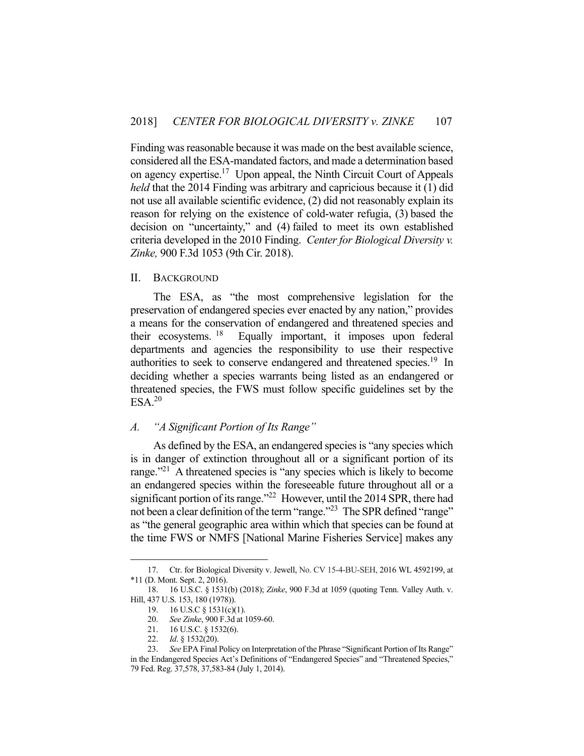Finding was reasonable because it was made on the best available science, considered all the ESA-mandated factors, and made a determination based on agency expertise.[17] Upon appeal, the Ninth Circuit Court of Appeals *held* that the 2014 Finding was arbitrary and capricious because it (1) did not use all available scientific evidence, (2) did not reasonably explain its reason for relying on the existence of cold-water refugia, (3) based the decision on "uncertainty," and (4) failed to meet its own established criteria developed in the 2010 Finding. *Center for Biological Diversity v. Zinke,* 900 F.3d 1053 (9th Cir. 2018).

## II. Background

The ESA, as "the most comprehensive legislation for the preservation of endangered species ever enacted by any nation," provides a means for the conservation of endangered and threatened species and their ecosystems.[18] Equally important, it imposes upon federal departments and agencies the responsibility to use their respective authorities to seek to conserve endangered and threatened species.[19] In deciding whether a species warrants being listed as an endangered or threatened species, the FWS must follow specific guidelines set by the ESA.[20]

### *A. "A Significant Portion of Its Range"*

As defined by the ESA, an endangered species is "any species which is in danger of extinction throughout all or a significant portion of its range."[21] A threatened species is "any species which is likely to become an endangered species within the foreseeable future throughout all or a significant portion of its range."[22] However, until the 2014 SPR, there had not been a clear definition of the term "range."[23] The SPR defined "range" as "the general geographic area within which that species can be found at the time FWS or NMFS [National Marine Fisheries Service] makes any

---

17. Ctr. for Biological Diversity v. Jewell, No. CV 15-4-BU-SEH, 2016 WL 4592199, at *11 (D. Mont. Sept. 2, 2016).

18. 16 U.S.C. § 1531(b) (2018); *Zinke*, 900 F.3d at 1059 (quoting Tenn. Valley Auth. v. Hill, 437 U.S. 153, 180 (1978)).

19. 16 U.S.C § 1531(c)(1).

20. *See Zinke*, 900 F.3d at 1059-60.

21. 16 U.S.C. § 1532(6).

22. *Id*. § 1532(20).

23. *See* EPA Final Policy on Interpretation of the Phrase "Significant Portion of Its Range" in the Endangered Species Act's Definitions of "Endangered Species" and "Threatened Species," 79 Fed. Reg. 37,578, 37,583-84 (July 1, 2014).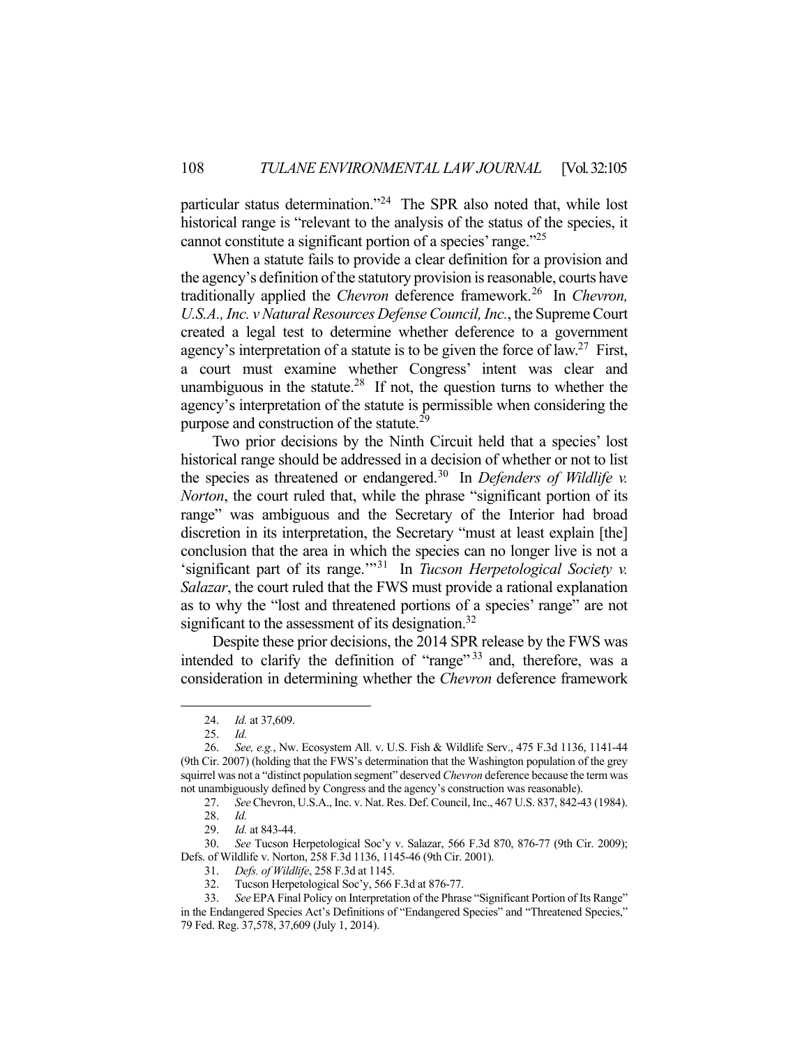particular status determination."[24] The SPR also noted that, while lost historical range is "relevant to the analysis of the status of the species, it cannot constitute a significant portion of a species' range."[25]

When a statute fails to provide a clear definition for a provision and the agency's definition of the statutory provision is reasonable, courts have traditionally applied the *Chevron* deference framework.[26] In *Chevron, U.S.A., Inc. v Natural Resources Defense Council, Inc.*, the Supreme Court created a legal test to determine whether deference to a government agency's interpretation of a statute is to be given the force of law.[27] First, a court must examine whether Congress' intent was clear and unambiguous in the statute.[28] If not, the question turns to whether the agency's interpretation of the statute is permissible when considering the purpose and construction of the statute.[29]

Two prior decisions by the Ninth Circuit held that a species' lost historical range should be addressed in a decision of whether or not to list the species as threatened or endangered.[30] In *Defenders of Wildlife v. Norton*, the court ruled that, while the phrase "significant portion of its range" was ambiguous and the Secretary of the Interior had broad discretion in its interpretation, the Secretary "must at least explain [the] conclusion that the area in which the species can no longer live is not a 'significant part of its range.'"[31] In *Tucson Herpetological Society v. Salazar*, the court ruled that the FWS must provide a rational explanation as to why the "lost and threatened portions of a species' range" are not significant to the assessment of its designation.[32]

Despite these prior decisions, the 2014 SPR release by the FWS was intended to clarify the definition of "range"[33] and, therefore, was a consideration in determining whether the *Chevron* deference framework

---

24. *Id.* at 37,609.

25. *Id.*

26. *See, e.g.*, Nw. Ecosystem All. v. U.S. Fish & Wildlife Serv., 475 F.3d 1136, 1141-44 (9th Cir. 2007) (holding that the FWS's determination that the Washington population of the grey squirrel was not a "distinct population segment" deserved *Chevron* deference because the term was not unambiguously defined by Congress and the agency's construction was reasonable).

27. *See* Chevron, U.S.A., Inc. v. Nat. Res. Def. Council, Inc., 467 U.S. 837, 842-43 (1984).

28. *Id.*

29. *Id.* at 843-44.

30. *See* Tucson Herpetological Soc'y v. Salazar, 566 F.3d 870, 876-77 (9th Cir. 2009); Defs. of Wildlife v. Norton, 258 F.3d 1136, 1145-46 (9th Cir. 2001).

31. *Defs. of Wildlife*, 258 F.3d at 1145.

32. Tucson Herpetological Soc'y, 566 F.3d at 876-77.

33. *See* EPA Final Policy on Interpretation of the Phrase "Significant Portion of Its Range" in the Endangered Species Act's Definitions of "Endangered Species" and "Threatened Species," 79 Fed. Reg. 37,578, 37,609 (July 1, 2014).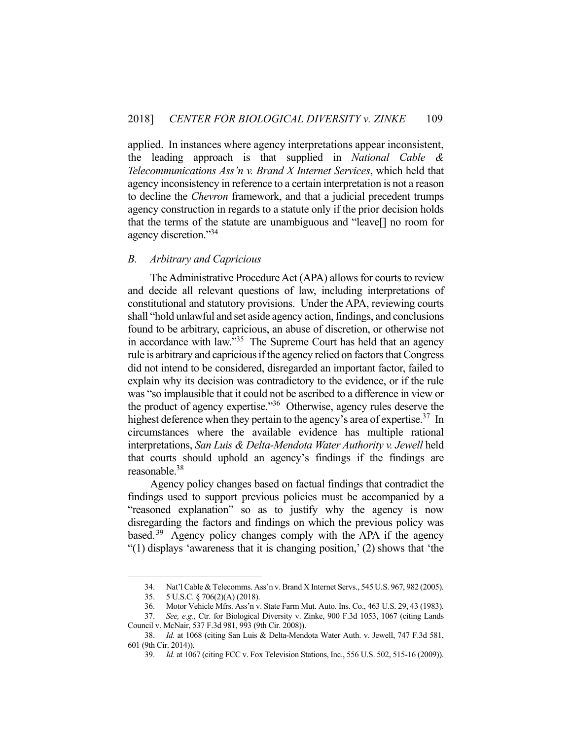applied. In instances where agency interpretations appear inconsistent, the leading approach is that supplied in *National Cable & Telecommunications Ass'n v. Brand X Internet Services*, which held that agency inconsistency in reference to a certain interpretation is not a reason to decline the *Chevron* framework, and that a judicial precedent trumps agency construction in regards to a statute only if the prior decision holds that the terms of the statute are unambiguous and "leave[] no room for agency discretion."[34]

### *B. Arbitrary and Capricious*

The Administrative Procedure Act (APA) allows for courts to review and decide all relevant questions of law, including interpretations of constitutional and statutory provisions. Under the APA, reviewing courts shall "hold unlawful and set aside agency action, findings, and conclusions found to be arbitrary, capricious, an abuse of discretion, or otherwise not in accordance with law."[35] The Supreme Court has held that an agency rule is arbitrary and capricious if the agency relied on factors that Congress did not intend to be considered, disregarded an important factor, failed to explain why its decision was contradictory to the evidence, or if the rule was "so implausible that it could not be ascribed to a difference in view or the product of agency expertise."[36] Otherwise, agency rules deserve the highest deference when they pertain to the agency's area of expertise.[37] In circumstances where the available evidence has multiple rational interpretations, *San Luis & Delta-Mendota Water Authority v. Jewell* held that courts should uphold an agency's findings if the findings are reasonable.[38]

Agency policy changes based on factual findings that contradict the findings used to support previous policies must be accompanied by a "reasoned explanation" so as to justify why the agency is now disregarding the factors and findings on which the previous policy was based.[39] Agency policy changes comply with the APA if the agency "(1) displays 'awareness that it is changing position,' (2) shows that 'the

---

34. Nat'l Cable & Telecomms. Ass'n v. Brand X Internet Servs., 545 U.S. 967, 982 (2005).

35. 5 U.S.C. § 706(2)(A) (2018).

36. Motor Vehicle Mfrs. Ass'n v. State Farm Mut. Auto. Ins. Co., 463 U.S. 29, 43 (1983).

37. *See, e.g.*, Ctr. for Biological Diversity v. Zinke, 900 F.3d 1053, 1067 (citing Lands Council v. McNair, 537 F.3d 981, 993 (9th Cir. 2008)).

38. *Id.* at 1068 (citing San Luis & Delta-Mendota Water Auth. v. Jewell, 747 F.3d 581, 601 (9th Cir. 2014)).

39. *Id.* at 1067 (citing FCC v. Fox Television Stations, Inc., 556 U.S. 502, 515-16 (2009)).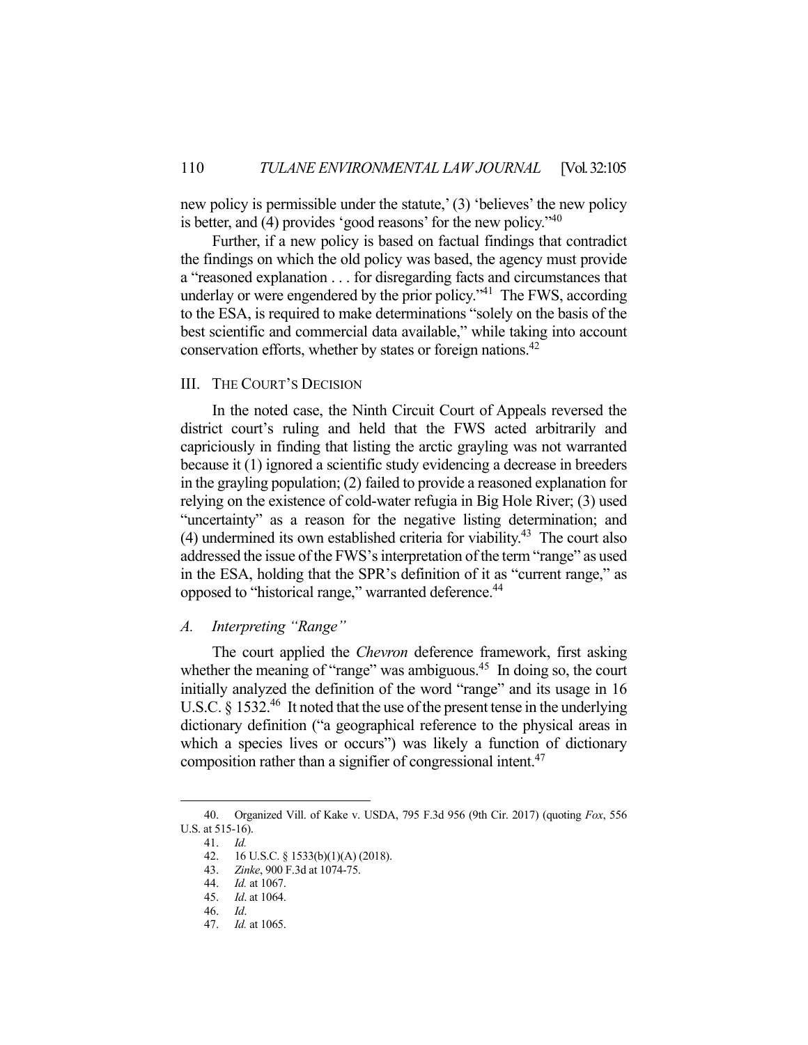new policy is permissible under the statute,' (3) 'believes' the new policy is better, and (4) provides 'good reasons' for the new policy."[40]

Further, if a new policy is based on factual findings that contradict the findings on which the old policy was based, the agency must provide a "reasoned explanation . . . for disregarding facts and circumstances that underlay or were engendered by the prior policy."[41] The FWS, according to the ESA, is required to make determinations "solely on the basis of the best scientific and commercial data available," while taking into account conservation efforts, whether by states or foreign nations.[42]

## III. THE COURT'S DECISION

In the noted case, the Ninth Circuit Court of Appeals reversed the district court's ruling and held that the FWS acted arbitrarily and capriciously in finding that listing the arctic grayling was not warranted because it (1) ignored a scientific study evidencing a decrease in breeders in the grayling population; (2) failed to provide a reasoned explanation for relying on the existence of cold-water refugia in Big Hole River; (3) used "uncertainty" as a reason for the negative listing determination; and (4) undermined its own established criteria for viability.[43] The court also addressed the issue of the FWS's interpretation of the term "range" as used in the ESA, holding that the SPR's definition of it as "current range," as opposed to "historical range," warranted deference.[44]

### A. *Interpreting "Range"*

The court applied the *Chevron* deference framework, first asking whether the meaning of "range" was ambiguous.[45] In doing so, the court initially analyzed the definition of the word "range" and its usage in 16 U.S.C. § 1532.[46] It noted that the use of the present tense in the underlying dictionary definition ("a geographical reference to the physical areas in which a species lives or occurs") was likely a function of dictionary composition rather than a signifier of congressional intent.[47]

---

40. Organized Vill. of Kake v. USDA, 795 F.3d 956 (9th Cir. 2017) (quoting *Fox*, 556 U.S. at 515-16).

41. *Id.*

42. 16 U.S.C. § 1533(b)(1)(A) (2018).

43. *Zinke*, 900 F.3d at 1074-75.

44. *Id.* at 1067.

45. *Id*. at 1064.

46. *Id*.

47. *Id.* at 1065.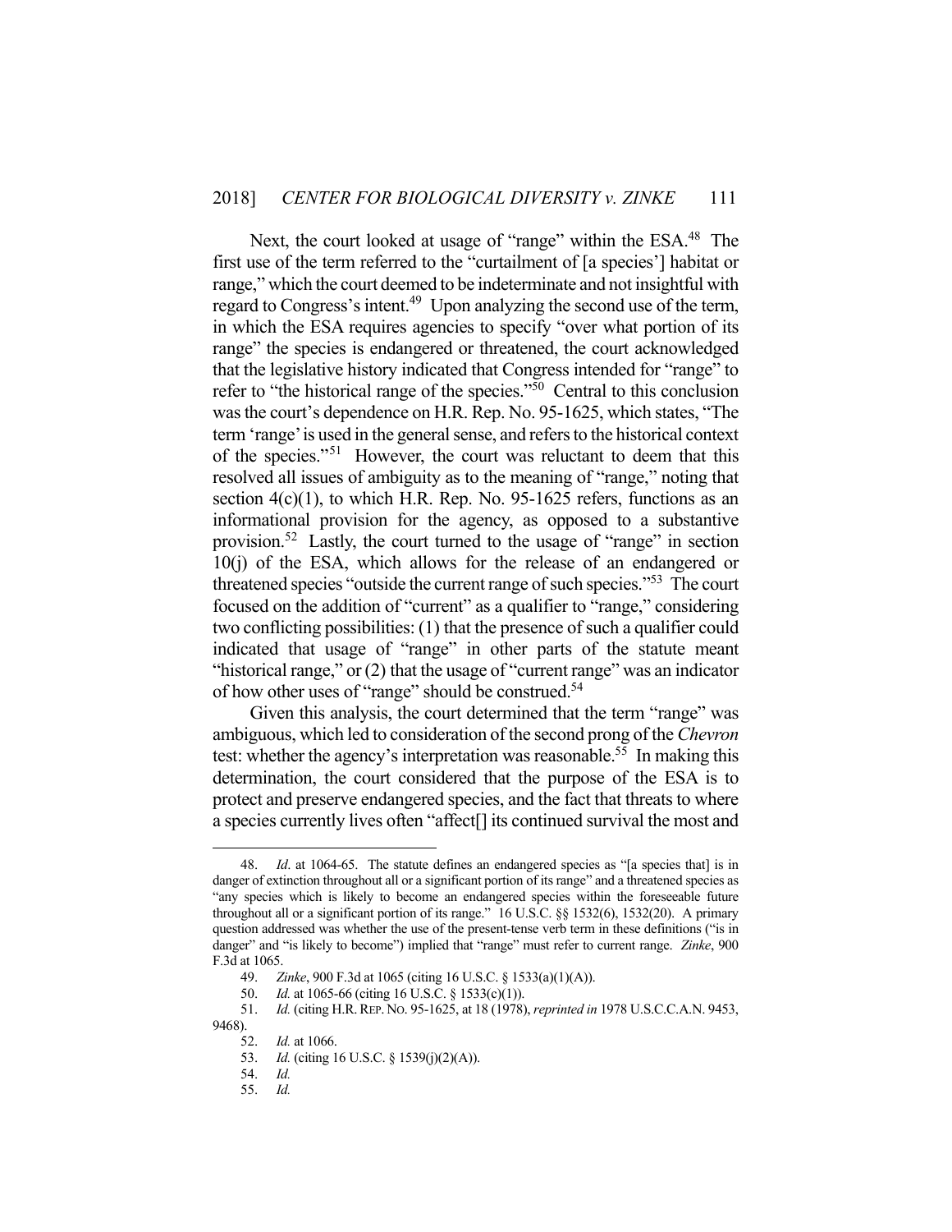Next, the court looked at usage of "range" within the ESA.[48] The first use of the term referred to the "curtailment of [a species'] habitat or range," which the court deemed to be indeterminate and not insightful with regard to Congress's intent.[49] Upon analyzing the second use of the term, in which the ESA requires agencies to specify "over what portion of its range" the species is endangered or threatened, the court acknowledged that the legislative history indicated that Congress intended for "range" to refer to "the historical range of the species."[50] Central to this conclusion was the court's dependence on H.R. Rep. No. 95-1625, which states, "The term 'range' is used in the general sense, and refers to the historical context of the species."[51] However, the court was reluctant to deem that this resolved all issues of ambiguity as to the meaning of "range," noting that section 4(c)(1), to which H.R. Rep. No. 95-1625 refers, functions as an informational provision for the agency, as opposed to a substantive provision.[52] Lastly, the court turned to the usage of "range" in section 10(j) of the ESA, which allows for the release of an endangered or threatened species "outside the current range of such species."[53] The court focused on the addition of "current" as a qualifier to "range," considering two conflicting possibilities: (1) that the presence of such a qualifier could indicated that usage of "range" in other parts of the statute meant "historical range," or (2) that the usage of "current range" was an indicator of how other uses of "range" should be construed.[54]

Given this analysis, the court determined that the term "range" was ambiguous, which led to consideration of the second prong of the *Chevron* test: whether the agency's interpretation was reasonable.[55] In making this determination, the court considered that the purpose of the ESA is to protect and preserve endangered species, and the fact that threats to where a species currently lives often "affect[] its continued survival the most and

---

48. *Id*. at 1064-65. The statute defines an endangered species as "[a species that] is in danger of extinction throughout all or a significant portion of its range" and a threatened species as "any species which is likely to become an endangered species within the foreseeable future throughout all or a significant portion of its range." 16 U.S.C. §§ 1532(6), 1532(20). A primary question addressed was whether the use of the present-tense verb term in these definitions ("is in danger" and "is likely to become") implied that "range" must refer to current range. *Zinke*, 900 F.3d at 1065.

49. *Zinke*, 900 F.3d at 1065 (citing 16 U.S.C. § 1533(a)(1)(A)).

50. *Id.* at 1065-66 (citing 16 U.S.C. § 1533(c)(1)).

51. *Id.* (citing H.R. REP. NO. 95-1625, at 18 (1978), *reprinted in* 1978 U.S.C.C.A.N. 9453, 9468).

52. *Id.* at 1066.

53. *Id.* (citing 16 U.S.C. § 1539(j)(2)(A)).

54. *Id.*

55. *Id.*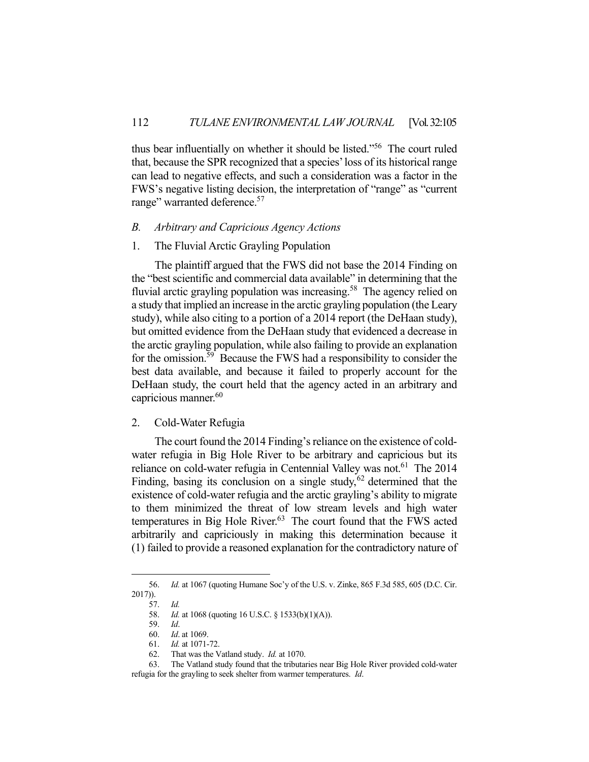thus bear influentially on whether it should be listed."[56] The court ruled that, because the SPR recognized that a species' loss of its historical range can lead to negative effects, and such a consideration was a factor in the FWS's negative listing decision, the interpretation of "range" as "current range" warranted deference.[57]

### *B. Arbitrary and Capricious Agency Actions*

#### 1. The Fluvial Arctic Grayling Population

The plaintiff argued that the FWS did not base the 2014 Finding on the "best scientific and commercial data available" in determining that the fluvial arctic grayling population was increasing.[58] The agency relied on a study that implied an increase in the arctic grayling population (the Leary study), while also citing to a portion of a 2014 report (the DeHaan study), but omitted evidence from the DeHaan study that evidenced a decrease in the arctic grayling population, while also failing to provide an explanation for the omission.[59] Because the FWS had a responsibility to consider the best data available, and because it failed to properly account for the DeHaan study, the court held that the agency acted in an arbitrary and capricious manner.[60]

#### 2. Cold-Water Refugia

The court found the 2014 Finding's reliance on the existence of cold-water refugia in Big Hole River to be arbitrary and capricious but its reliance on cold-water refugia in Centennial Valley was not.[61] The 2014 Finding, basing its conclusion on a single study,[62] determined that the existence of cold-water refugia and the arctic grayling's ability to migrate to them minimized the threat of low stream levels and high water temperatures in Big Hole River.[63] The court found that the FWS acted arbitrarily and capriciously in making this determination because it (1) failed to provide a reasoned explanation for the contradictory nature of

---

56. *Id.* at 1067 (quoting Humane Soc'y of the U.S. v. Zinke, 865 F.3d 585, 605 (D.C. Cir. 2017)).

57. *Id.*

58. *Id.* at 1068 (quoting 16 U.S.C. § 1533(b)(1)(A)).

59. *Id*.

60. *Id*. at 1069.

61. *Id.* at 1071-72.

62. That was the Vatland study. *Id.* at 1070.

63. The Vatland study found that the tributaries near Big Hole River provided cold-water refugia for the grayling to seek shelter from warmer temperatures. *Id*.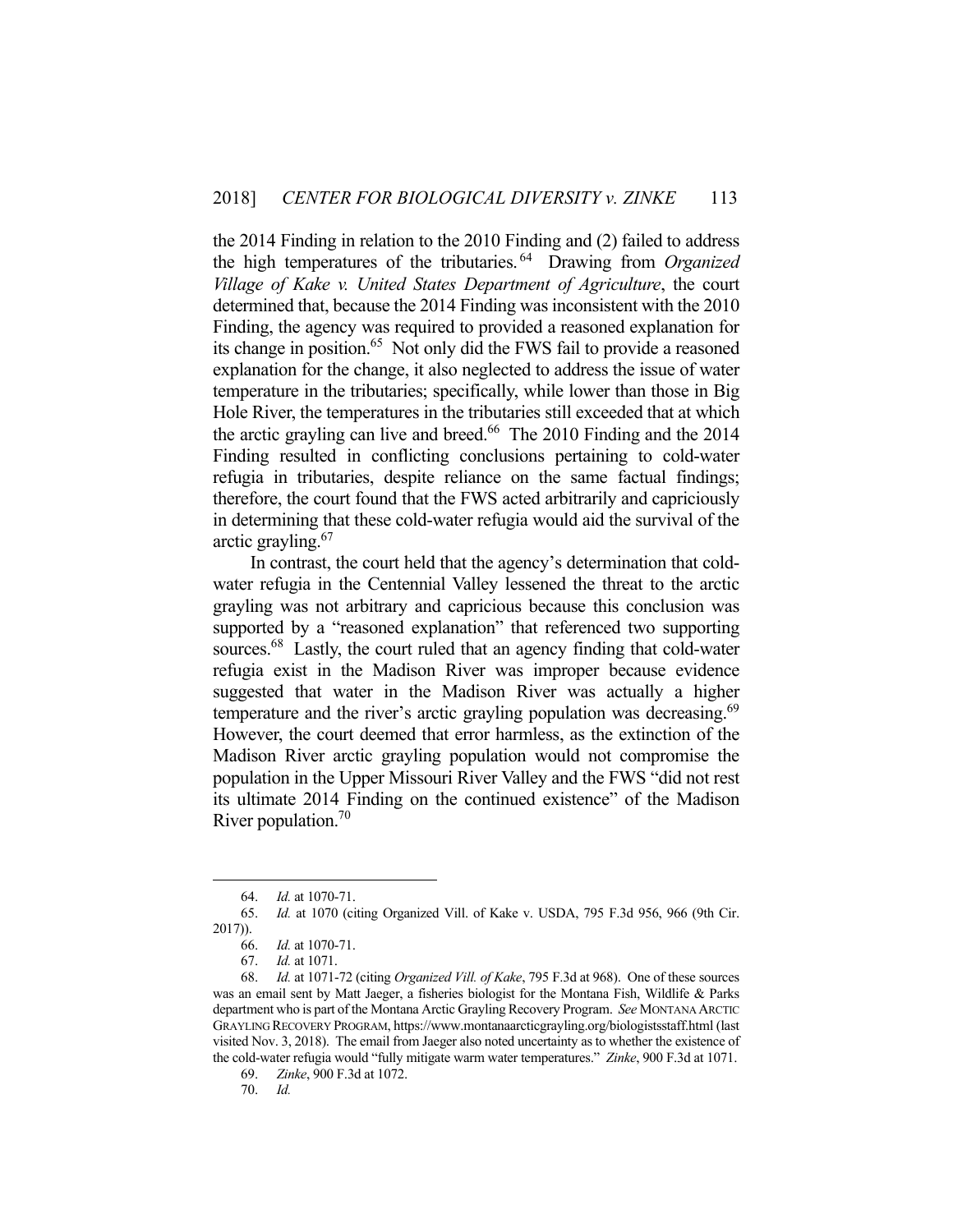the 2014 Finding in relation to the 2010 Finding and (2) failed to address the high temperatures of the tributaries.[64] Drawing from *Organized Village of Kake v. United States Department of Agriculture*, the court determined that, because the 2014 Finding was inconsistent with the 2010 Finding, the agency was required to provided a reasoned explanation for its change in position.[65] Not only did the FWS fail to provide a reasoned explanation for the change, it also neglected to address the issue of water temperature in the tributaries; specifically, while lower than those in Big Hole River, the temperatures in the tributaries still exceeded that at which the arctic grayling can live and breed.[66] The 2010 Finding and the 2014 Finding resulted in conflicting conclusions pertaining to cold-water refugia in tributaries, despite reliance on the same factual findings; therefore, the court found that the FWS acted arbitrarily and capriciously in determining that these cold-water refugia would aid the survival of the arctic grayling.[67]

In contrast, the court held that the agency's determination that cold-water refugia in the Centennial Valley lessened the threat to the arctic grayling was not arbitrary and capricious because this conclusion was supported by a "reasoned explanation" that referenced two supporting sources.[68] Lastly, the court ruled that an agency finding that cold-water refugia exist in the Madison River was improper because evidence suggested that water in the Madison River was actually a higher temperature and the river's arctic grayling population was decreasing.[69] However, the court deemed that error harmless, as the extinction of the Madison River arctic grayling population would not compromise the population in the Upper Missouri River Valley and the FWS "did not rest its ultimate 2014 Finding on the continued existence" of the Madison River population.[70]

---

64. *Id.* at 1070-71.

65. *Id.* at 1070 (citing Organized Vill. of Kake v. USDA, 795 F.3d 956, 966 (9th Cir. 2017)).

66. *Id.* at 1070-71.

67. *Id.* at 1071.

68. *Id.* at 1071-72 (citing *Organized Vill. of Kake*, 795 F.3d at 968). One of these sources was an email sent by Matt Jaeger, a fisheries biologist for the Montana Fish, Wildlife & Parks department who is part of the Montana Arctic Grayling Recovery Program. *See* MONTANA ARCTIC GRAYLING RECOVERY PROGRAM, https://www.montanaarcticgrayling.org/biologistsstaff.html (last visited Nov. 3, 2018). The email from Jaeger also noted uncertainty as to whether the existence of the cold-water refugia would "fully mitigate warm water temperatures." *Zinke*, 900 F.3d at 1071.

69. *Zinke*, 900 F.3d at 1072.

70. *Id.*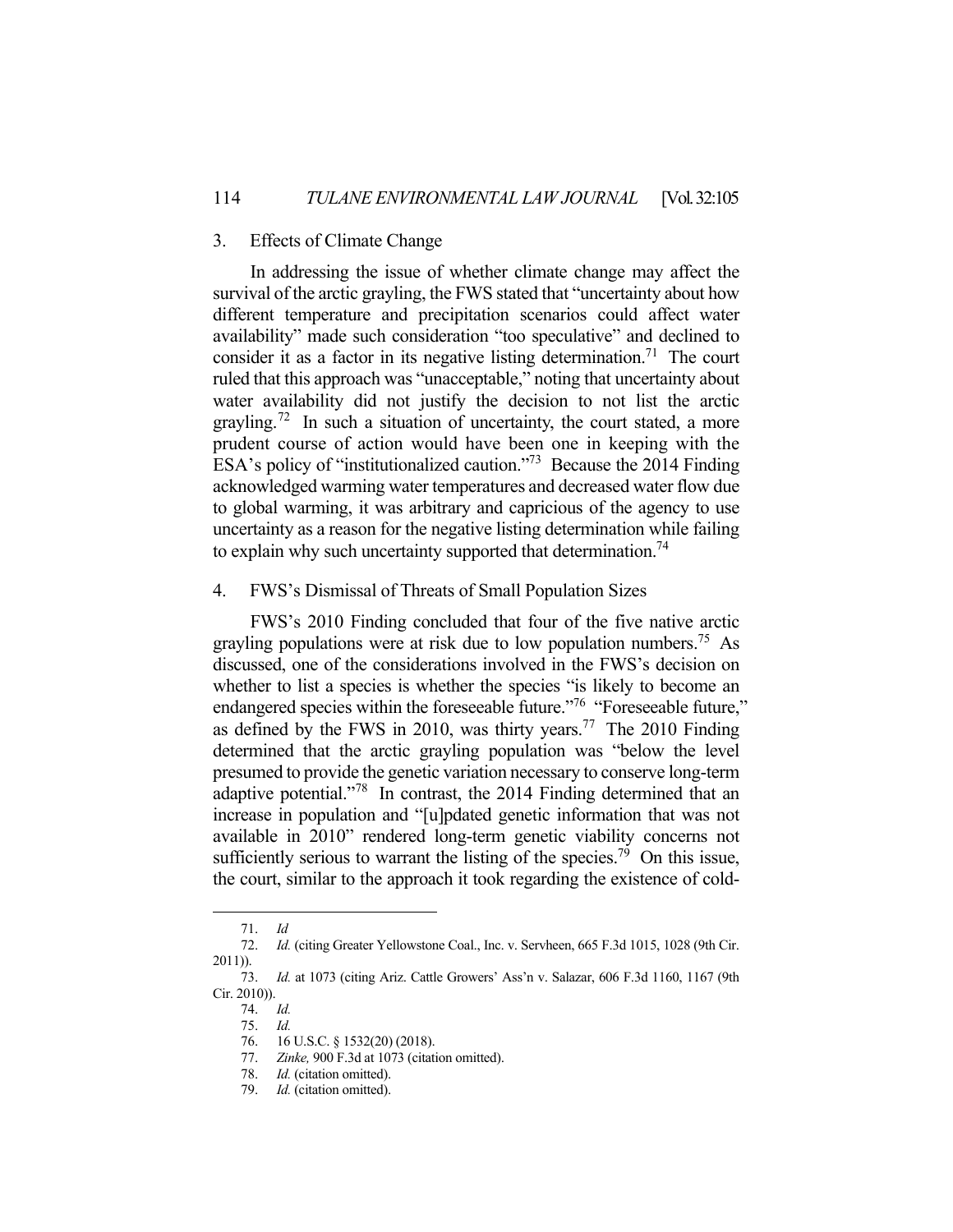### 3. Effects of Climate Change

In addressing the issue of whether climate change may affect the survival of the arctic grayling, the FWS stated that "uncertainty about how different temperature and precipitation scenarios could affect water availability" made such consideration "too speculative" and declined to consider it as a factor in its negative listing determination.[71] The court ruled that this approach was "unacceptable," noting that uncertainty about water availability did not justify the decision to not list the arctic grayling.[72] In such a situation of uncertainty, the court stated, a more prudent course of action would have been one in keeping with the ESA's policy of "institutionalized caution."[73] Because the 2014 Finding acknowledged warming water temperatures and decreased water flow due to global warming, it was arbitrary and capricious of the agency to use uncertainty as a reason for the negative listing determination while failing to explain why such uncertainty supported that determination.[74]

### 4. FWS's Dismissal of Threats of Small Population Sizes

FWS's 2010 Finding concluded that four of the five native arctic grayling populations were at risk due to low population numbers.[75] As discussed, one of the considerations involved in the FWS's decision on whether to list a species is whether the species "is likely to become an endangered species within the foreseeable future."[76] "Foreseeable future," as defined by the FWS in 2010, was thirty years.[77] The 2010 Finding determined that the arctic grayling population was "below the level presumed to provide the genetic variation necessary to conserve long-term adaptive potential."[78] In contrast, the 2014 Finding determined that an increase in population and "[u]pdated genetic information that was not available in 2010" rendered long-term genetic viability concerns not sufficiently serious to warrant the listing of the species.[79] On this issue, the court, similar to the approach it took regarding the existence of cold-

---

71. *Id*
72. *Id.* (citing Greater Yellowstone Coal., Inc. v. Servheen, 665 F.3d 1015, 1028 (9th Cir. 2011)).
73. *Id.* at 1073 (citing Ariz. Cattle Growers' Ass'n v. Salazar, 606 F.3d 1160, 1167 (9th Cir. 2010)).
74. *Id.*
75. *Id.*
76. 16 U.S.C. § 1532(20) (2018).
77. *Zinke,* 900 F.3d at 1073 (citation omitted).
78. *Id.* (citation omitted).
79. *Id.* (citation omitted).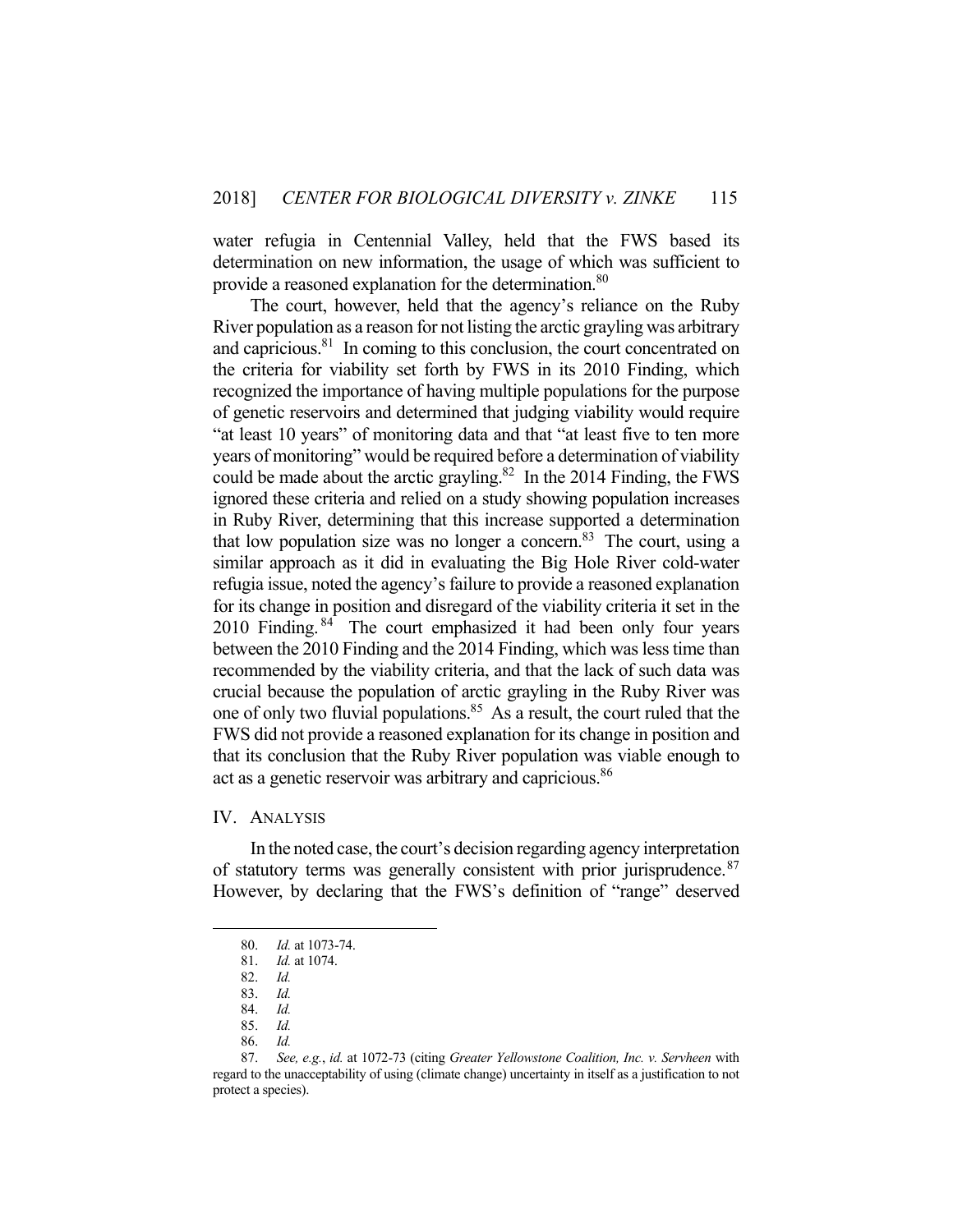water refugia in Centennial Valley, held that the FWS based its determination on new information, the usage of which was sufficient to provide a reasoned explanation for the determination.[80]

The court, however, held that the agency's reliance on the Ruby River population as a reason for not listing the arctic grayling was arbitrary and capricious.[81] In coming to this conclusion, the court concentrated on the criteria for viability set forth by FWS in its 2010 Finding, which recognized the importance of having multiple populations for the purpose of genetic reservoirs and determined that judging viability would require "at least 10 years" of monitoring data and that "at least five to ten more years of monitoring" would be required before a determination of viability could be made about the arctic grayling.[82] In the 2014 Finding, the FWS ignored these criteria and relied on a study showing population increases in Ruby River, determining that this increase supported a determination that low population size was no longer a concern.[83] The court, using a similar approach as it did in evaluating the Big Hole River cold-water refugia issue, noted the agency's failure to provide a reasoned explanation for its change in position and disregard of the viability criteria it set in the 2010 Finding.[84] The court emphasized it had been only four years between the 2010 Finding and the 2014 Finding, which was less time than recommended by the viability criteria, and that the lack of such data was crucial because the population of arctic grayling in the Ruby River was one of only two fluvial populations.[85] As a result, the court ruled that the FWS did not provide a reasoned explanation for its change in position and that its conclusion that the Ruby River population was viable enough to act as a genetic reservoir was arbitrary and capricious.[86]

## IV. ANALYSIS

In the noted case, the court's decision regarding agency interpretation of statutory terms was generally consistent with prior jurisprudence.[87] However, by declaring that the FWS's definition of "range" deserved

---

80. *Id.* at 1073-74.

81. *Id.* at 1074.

82. *Id.*

83. *Id.*

84. *Id.*

85. *Id.*

86. *Id.*

87. *See, e.g.*, *id.* at 1072-73 (citing *Greater Yellowstone Coalition, Inc. v. Servheen* with regard to the unacceptability of using (climate change) uncertainty in itself as a justification to not protect a species).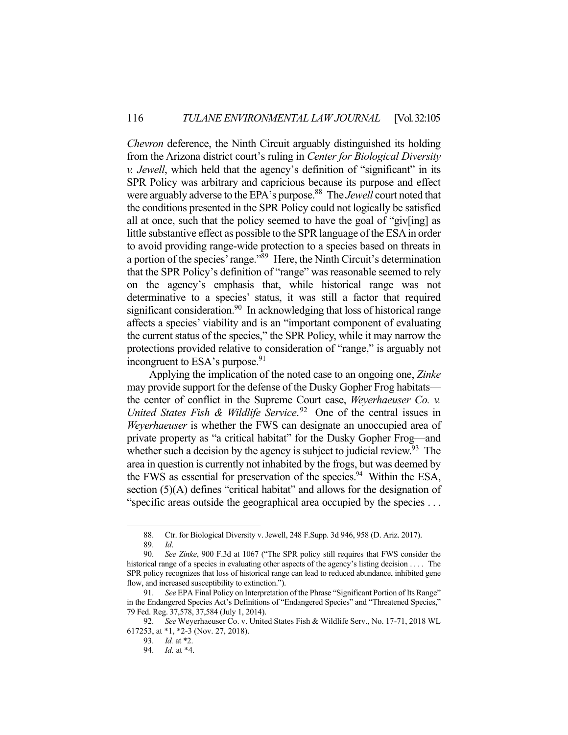*Chevron* deference, the Ninth Circuit arguably distinguished its holding from the Arizona district court's ruling in *Center for Biological Diversity v. Jewell*, which held that the agency's definition of "significant" in its SPR Policy was arbitrary and capricious because its purpose and effect were arguably adverse to the EPA's purpose.[88] The *Jewell* court noted that the conditions presented in the SPR Policy could not logically be satisfied all at once, such that the policy seemed to have the goal of "giv[ing] as little substantive effect as possible to the SPR language of the ESA in order to avoid providing range-wide protection to a species based on threats in a portion of the species' range."[89] Here, the Ninth Circuit's determination that the SPR Policy's definition of "range" was reasonable seemed to rely on the agency's emphasis that, while historical range was not determinative to a species' status, it was still a factor that required significant consideration.[90] In acknowledging that loss of historical range affects a species' viability and is an "important component of evaluating the current status of the species," the SPR Policy, while it may narrow the protections provided relative to consideration of "range," is arguably not incongruent to ESA's purpose.[91]

Applying the implication of the noted case to an ongoing one, *Zinke* may provide support for the defense of the Dusky Gopher Frog habitats—the center of conflict in the Supreme Court case, *Weyerhaeuser Co. v. United States Fish & Wildlife Service*.[92] One of the central issues in *Weyerhaeuser* is whether the FWS can designate an unoccupied area of private property as "a critical habitat" for the Dusky Gopher Frog—and whether such a decision by the agency is subject to judicial review.[93] The area in question is currently not inhabited by the frogs, but was deemed by the FWS as essential for preservation of the species.[94] Within the ESA, section (5)(A) defines "critical habitat" and allows for the designation of "specific areas outside the geographical area occupied by the species . . .

---

88. Ctr. for Biological Diversity v. Jewell, 248 F.Supp. 3d 946, 958 (D. Ariz. 2017).

89. *Id*.

90. *See Zinke*, 900 F.3d at 1067 ("The SPR policy still requires that FWS consider the historical range of a species in evaluating other aspects of the agency's listing decision . . . . The SPR policy recognizes that loss of historical range can lead to reduced abundance, inhibited gene flow, and increased susceptibility to extinction.").

91. *See* EPA Final Policy on Interpretation of the Phrase "Significant Portion of Its Range" in the Endangered Species Act's Definitions of "Endangered Species" and "Threatened Species," 79 Fed. Reg. 37,578, 37,584 (July 1, 2014).

92. *See* Weyerhaeuser Co. v. United States Fish & Wildlife Serv., No. 17-71, 2018 WL 617253, at *1, *2-3 (Nov. 27, 2018).

93. *Id.* at *2.

94. *Id.* at *4.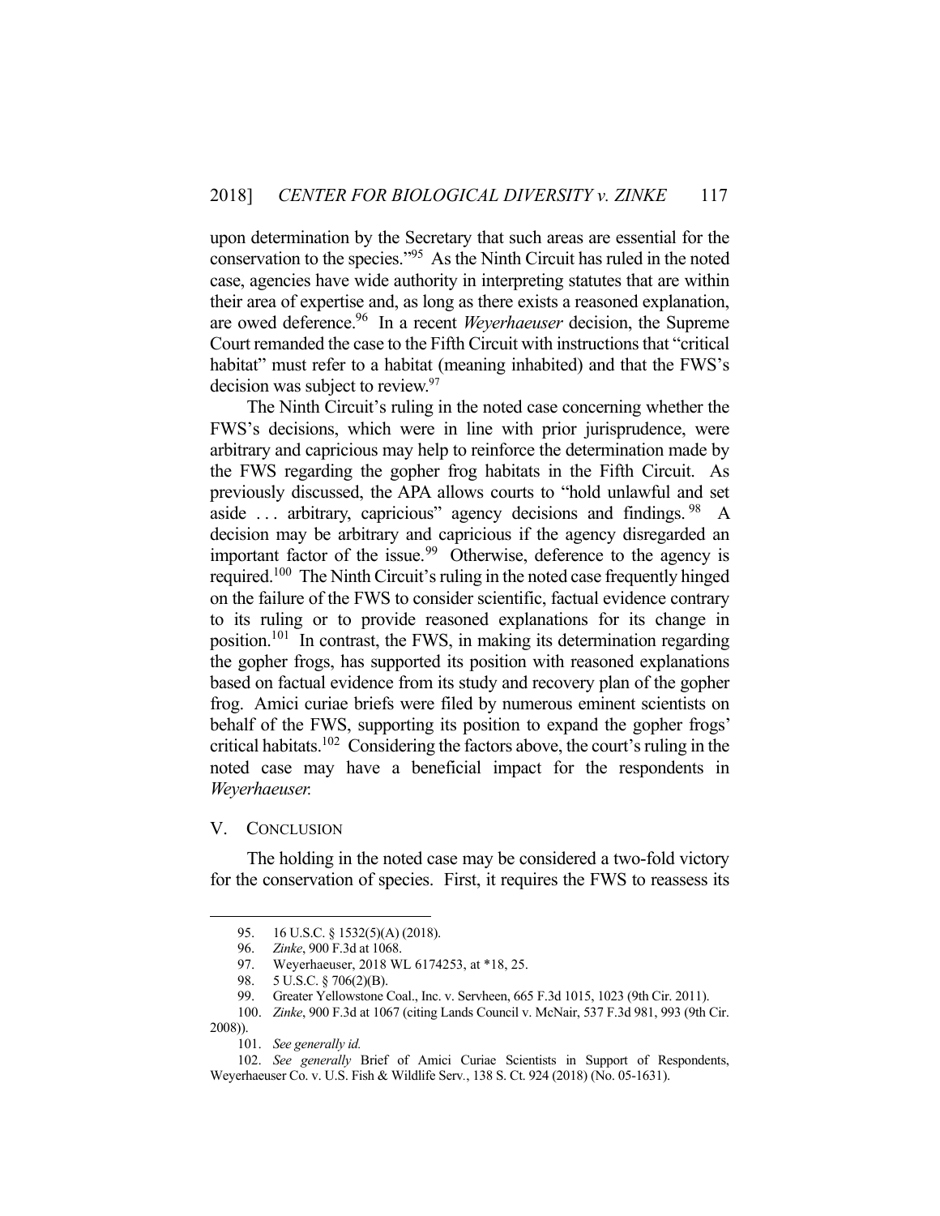upon determination by the Secretary that such areas are essential for the conservation to the species."[95] As the Ninth Circuit has ruled in the noted case, agencies have wide authority in interpreting statutes that are within their area of expertise and, as long as there exists a reasoned explanation, are owed deference.[96] In a recent *Weyerhaeuser* decision, the Supreme Court remanded the case to the Fifth Circuit with instructions that "critical habitat" must refer to a habitat (meaning inhabited) and that the FWS's decision was subject to review.[97]

The Ninth Circuit's ruling in the noted case concerning whether the FWS's decisions, which were in line with prior jurisprudence, were arbitrary and capricious may help to reinforce the determination made by the FWS regarding the gopher frog habitats in the Fifth Circuit. As previously discussed, the APA allows courts to "hold unlawful and set aside . . . arbitrary, capricious" agency decisions and findings.[98] A decision may be arbitrary and capricious if the agency disregarded an important factor of the issue.[99] Otherwise, deference to the agency is required.[100] The Ninth Circuit's ruling in the noted case frequently hinged on the failure of the FWS to consider scientific, factual evidence contrary to its ruling or to provide reasoned explanations for its change in position.[101] In contrast, the FWS, in making its determination regarding the gopher frogs, has supported its position with reasoned explanations based on factual evidence from its study and recovery plan of the gopher frog. Amici curiae briefs were filed by numerous eminent scientists on behalf of the FWS, supporting its position to expand the gopher frogs' critical habitats.[102] Considering the factors above, the court's ruling in the noted case may have a beneficial impact for the respondents in *Weyerhaeuser.*

## V. CONCLUSION

The holding in the noted case may be considered a two-fold victory for the conservation of species. First, it requires the FWS to reassess its

---

95. 16 U.S.C. § 1532(5)(A) (2018).

96. *Zinke*, 900 F.3d at 1068.

97. Weyerhaeuser, 2018 WL 6174253, at \*18, 25.

98. 5 U.S.C. § 706(2)(B).

99. Greater Yellowstone Coal., Inc. v. Servheen, 665 F.3d 1015, 1023 (9th Cir. 2011).

100. *Zinke*, 900 F.3d at 1067 (citing Lands Council v. McNair, 537 F.3d 981, 993 (9th Cir. 2008)).

101. *See generally id.*

102. *See generally* Brief of Amici Curiae Scientists in Support of Respondents, Weyerhaeuser Co. v. U.S. Fish & Wildlife Serv., 138 S. Ct. 924 (2018) (No. 05-1631).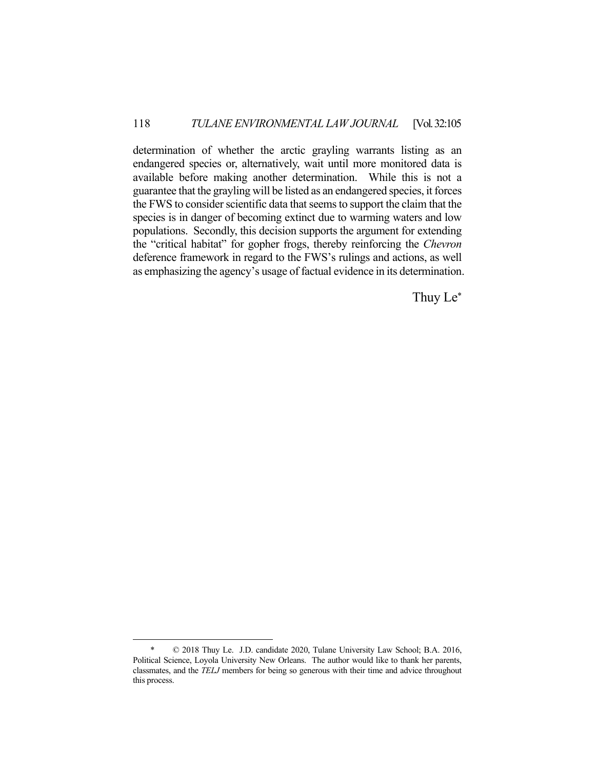determination of whether the arctic grayling warrants listing as an endangered species or, alternatively, wait until more monitored data is available before making another determination. While this is not a guarantee that the grayling will be listed as an endangered species, it forces the FWS to consider scientific data that seems to support the claim that the species is in danger of becoming extinct due to warming waters and low populations. Secondly, this decision supports the argument for extending the "critical habitat" for gopher frogs, thereby reinforcing the *Chevron* deference framework in regard to the FWS's rulings and actions, as well as emphasizing the agency's usage of factual evidence in its determination.

Thuy Le*

---

\* © 2018 Thuy Le. J.D. candidate 2020, Tulane University Law School; B.A. 2016, Political Science, Loyola University New Orleans. The author would like to thank her parents, classmates, and the *TELJ* members for being so generous with their time and advice throughout this process.